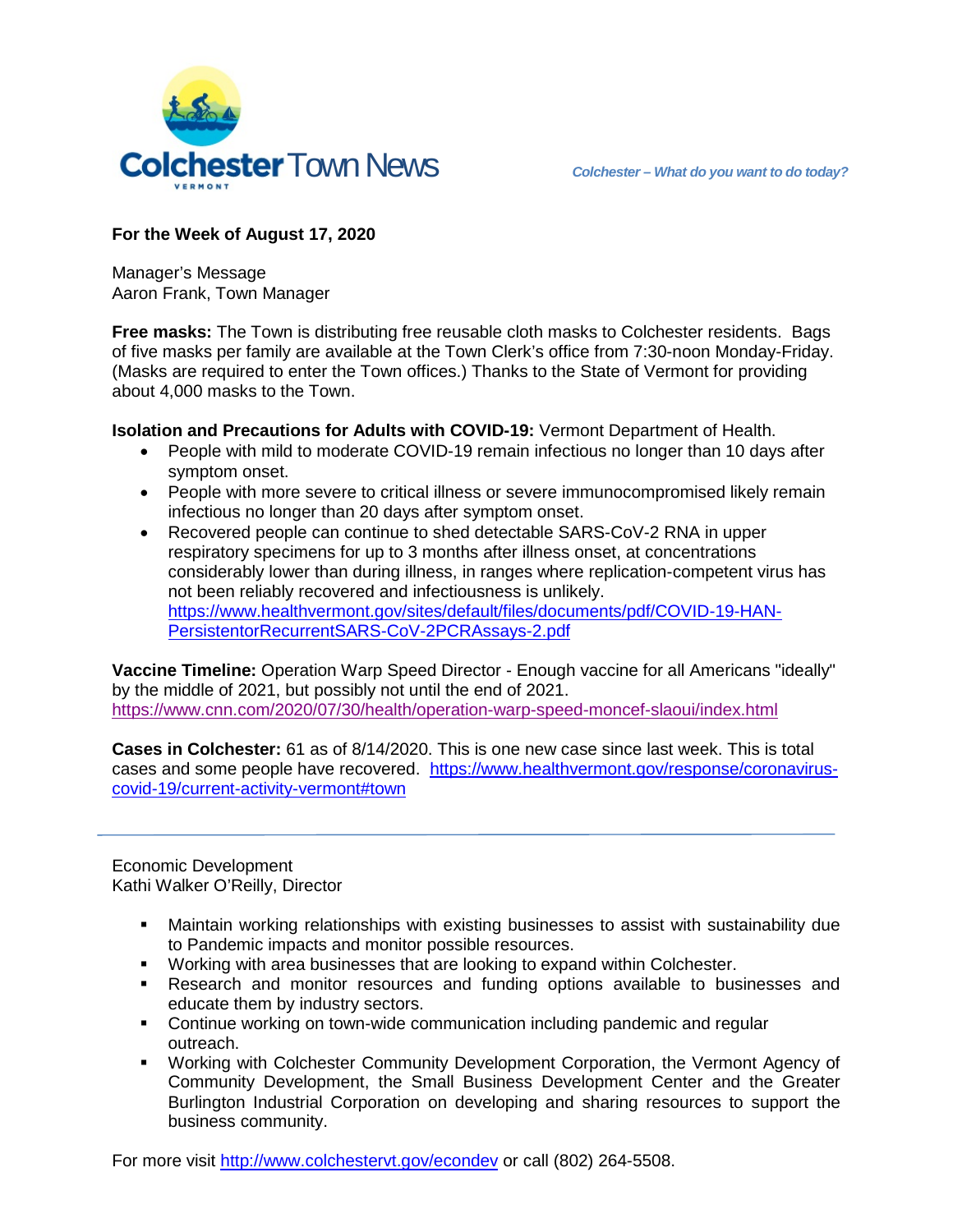# Colchester Town News

*Colchester – What do you want to do today?*

**For the Week of August 17, 2020**

Manager's Message
Aaron Frank, Town Manager

**Free masks:** The Town is distributing free reusable cloth masks to Colchester residents. Bags of five masks per family are available at the Town Clerk's office from 7:30-noon Monday-Friday. (Masks are required to enter the Town offices.) Thanks to the State of Vermont for providing about 4,000 masks to the Town.

**Isolation and Precautions for Adults with COVID-19:** Vermont Department of Health.

- People with mild to moderate COVID-19 remain infectious no longer than 10 days after symptom onset.
- People with more severe to critical illness or severe immunocompromised likely remain infectious no longer than 20 days after symptom onset.
- Recovered people can continue to shed detectable SARS-CoV-2 RNA in upper respiratory specimens for up to 3 months after illness onset, at concentrations considerably lower than during illness, in ranges where replication-competent virus has not been reliably recovered and infectiousness is unlikely. https://www.healthvermont.gov/sites/default/files/documents/pdf/COVID-19-HAN-PersistentorRecurrentSARS-CoV-2PCRAssays-2.pdf

**Vaccine Timeline:** Operation Warp Speed Director - Enough vaccine for all Americans "ideally" by the middle of 2021, but possibly not until the end of 2021. https://www.cnn.com/2020/07/30/health/operation-warp-speed-moncef-slaoui/index.html

**Cases in Colchester:** 61 as of 8/14/2020. This is one new case since last week. This is total cases and some people have recovered. https://www.healthvermont.gov/response/coronavirus-covid-19/current-activity-vermont#town

---

Economic Development
Kathi Walker O'Reilly, Director

- Maintain working relationships with existing businesses to assist with sustainability due to Pandemic impacts and monitor possible resources.
- Working with area businesses that are looking to expand within Colchester.
- Research and monitor resources and funding options available to businesses and educate them by industry sectors.
- Continue working on town-wide communication including pandemic and regular outreach.
- Working with Colchester Community Development Corporation, the Vermont Agency of Community Development, the Small Business Development Center and the Greater Burlington Industrial Corporation on developing and sharing resources to support the business community.

For more visit http://www.colchestervt.gov/econdev or call (802) 264-5508.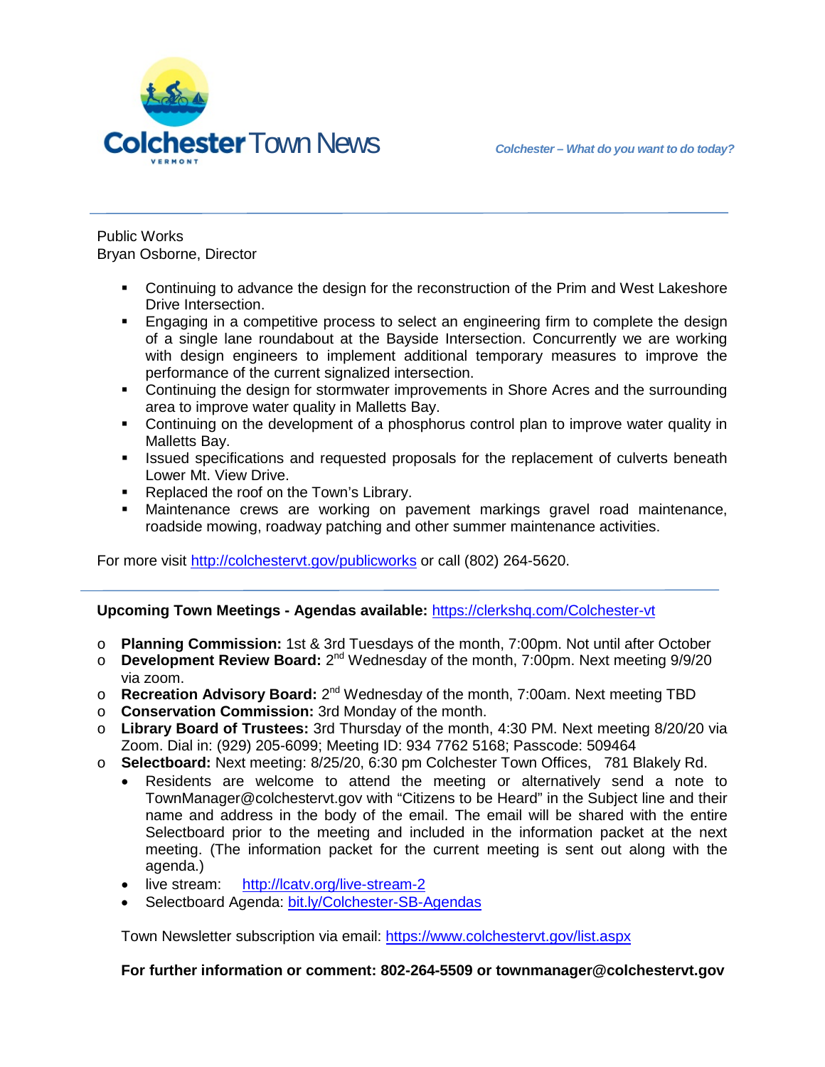Colchester Town News

VERMONT

*Colchester – What do you want to do today?*

Public Works
Bryan Osborne, Director

- Continuing to advance the design for the reconstruction of the Prim and West Lakeshore Drive Intersection.
- Engaging in a competitive process to select an engineering firm to complete the design of a single lane roundabout at the Bayside Intersection. Concurrently we are working with design engineers to implement additional temporary measures to improve the performance of the current signalized intersection.
- Continuing the design for stormwater improvements in Shore Acres and the surrounding area to improve water quality in Malletts Bay.
- Continuing on the development of a phosphorus control plan to improve water quality in Malletts Bay.
- Issued specifications and requested proposals for the replacement of culverts beneath Lower Mt. View Drive.
- Replaced the roof on the Town's Library.
- Maintenance crews are working on pavement markings gravel road maintenance, roadside mowing, roadway patching and other summer maintenance activities.

For more visit [http://colchestervt.gov/publicworks](http://colchestervt.gov/publicworks) or call (802) 264-5620.

**Upcoming Town Meetings - Agendas available:** [https://clerkshq.com/Colchester-vt](https://clerkshq.com/Colchester-vt)

- **Planning Commission:** 1st & 3rd Tuesdays of the month, 7:00pm. Not until after October
- **Development Review Board:** 2nd Wednesday of the month, 7:00pm. Next meeting 9/9/20 via zoom.
- **Recreation Advisory Board:** 2nd Wednesday of the month, 7:00am. Next meeting TBD
- **Conservation Commission:** 3rd Monday of the month.
- **Library Board of Trustees:** 3rd Thursday of the month, 4:30 PM. Next meeting 8/20/20 via Zoom. Dial in: (929) 205-6099; Meeting ID: 934 7762 5168; Passcode: 509464
- **Selectboard:** Next meeting: 8/25/20, 6:30 pm Colchester Town Offices, 781 Blakely Rd.
  - Residents are welcome to attend the meeting or alternatively send a note to TownManager@colchestervt.gov with "Citizens to be Heard" in the Subject line and their name and address in the body of the email. The email will be shared with the entire Selectboard prior to the meeting and included in the information packet at the next meeting. (The information packet for the current meeting is sent out along with the agenda.)
  - live stream: [http://lcatv.org/live-stream-2](http://lcatv.org/live-stream-2)
  - Selectboard Agenda: [bit.ly/Colchester-SB-Agendas](bit.ly/Colchester-SB-Agendas)

Town Newsletter subscription via email: [https://www.colchestervt.gov/list.aspx](https://www.colchestervt.gov/list.aspx)

**For further information or comment: 802-264-5509 or townmanager@colchestervt.gov**